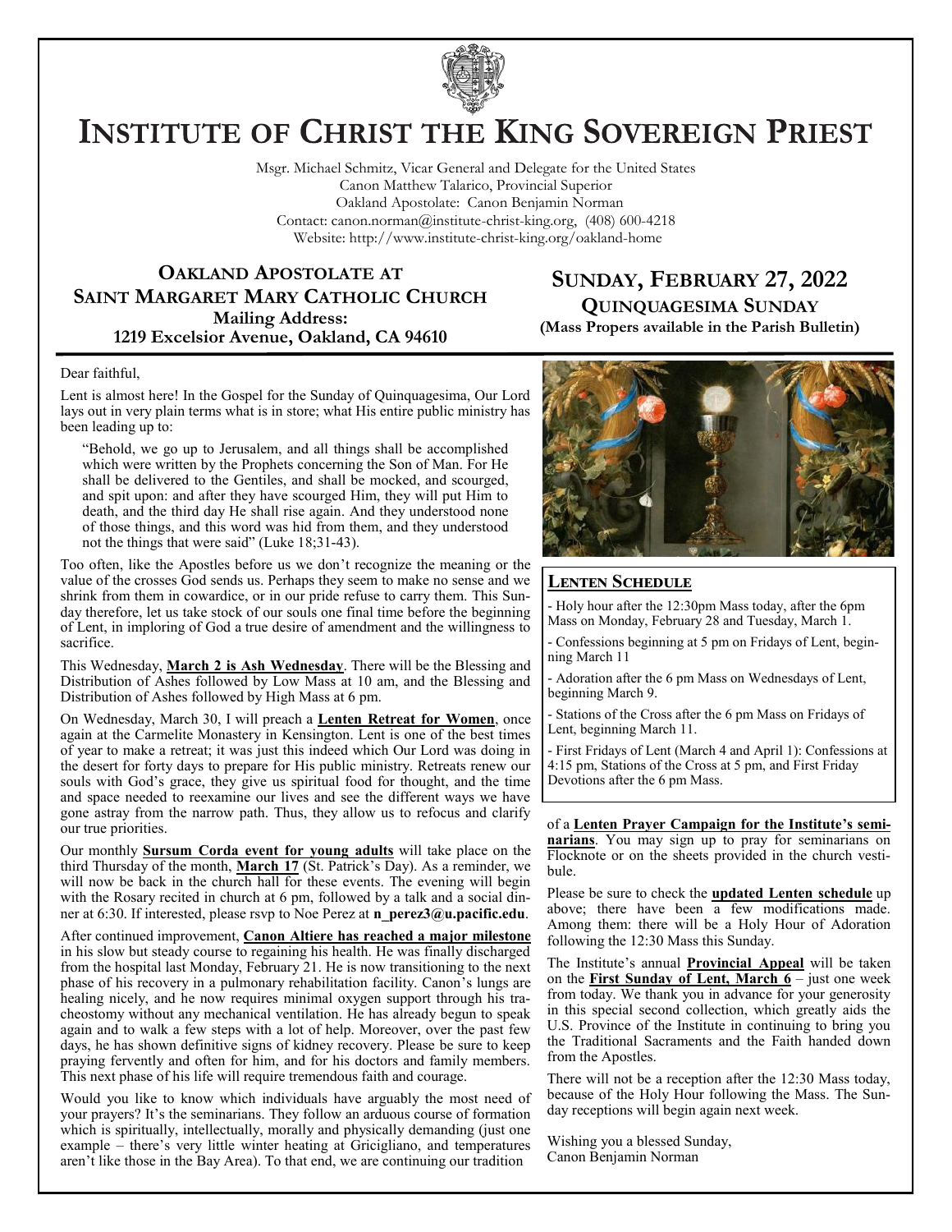# Institute of Christ the King Sovereign Priest

Msgr. Michael Schmitz, Vicar General and Delegate for the United States
Canon Matthew Talarico, Provincial Superior
Oakland Apostolate: Canon Benjamin Norman
Contact: canon.norman@institute-christ-king.org, (408) 600-4218
Website: http://www.institute-christ-king.org/oakland-home

## Oakland Apostolate at Saint Margaret Mary Catholic Church

**Mailing Address:**
**1219 Excelsior Avenue, Oakland, CA 94610**

## Sunday, February 27, 2022

### Quinquagesima Sunday

**(Mass Propers available in the Parish Bulletin)**

Dear faithful,

Lent is almost here! In the Gospel for the Sunday of Quinquagesima, Our Lord lays out in very plain terms what is in store; what His entire public ministry has been leading up to:

> "Behold, we go up to Jerusalem, and all things shall be accomplished which were written by the Prophets concerning the Son of Man. For He shall be delivered to the Gentiles, and shall be mocked, and scourged, and spit upon: and after they have scourged Him, they will put Him to death, and the third day He shall rise again. And they understood none of those things, and this word was hid from them, and they understood not the things that were said" (Luke 18;31-43).

Too often, like the Apostles before us we don't recognize the meaning or the value of the crosses God sends us. Perhaps they seem to make no sense and we shrink from them in cowardice, or in our pride refuse to carry them. This Sunday therefore, let us take stock of our souls one final time before the beginning of Lent, in imploring of God a true desire of amendment and the willingness to sacrifice.

This Wednesday, **March 2 is Ash Wednesday**. There will be the Blessing and Distribution of Ashes followed by Low Mass at 10 am, and the Blessing and Distribution of Ashes followed by High Mass at 6 pm.

On Wednesday, March 30, I will preach a **Lenten Retreat for Women**, once again at the Carmelite Monastery in Kensington. Lent is one of the best times of year to make a retreat; it was just this indeed which Our Lord was doing in the desert for forty days to prepare for His public ministry. Retreats renew our souls with God's grace, they give us spiritual food for thought, and the time and space needed to reexamine our lives and see the different ways we have gone astray from the narrow path. Thus, they allow us to refocus and clarify our true priorities.

Our monthly **Sursum Corda event for young adults** will take place on the third Thursday of the month, **March 17** (St. Patrick's Day). As a reminder, we will now be back in the church hall for these events. The evening will begin with the Rosary recited in church at 6 pm, followed by a talk and a social dinner at 6:30. If interested, please rsvp to Noe Perez at **n_perez3@u.pacific.edu**.

After continued improvement, **Canon Altiere has reached a major milestone** in his slow but steady course to regaining his health. He was finally discharged from the hospital last Monday, February 21. He is now transitioning to the next phase of his recovery in a pulmonary rehabilitation facility. Canon's lungs are healing nicely, and he now requires minimal oxygen support through his tracheostomy without any mechanical ventilation. He has already begun to speak again and to walk a few steps with a lot of help. Moreover, over the past few days, he has shown definitive signs of kidney recovery. Please be sure to keep praying fervently and often for him, and for his doctors and family members. This next phase of his life will require tremendous faith and courage.

Would you like to know which individuals have arguably the most need of your prayers? It's the seminarians. They follow an arduous course of formation which is spiritually, intellectually, morally and physically demanding (just one example – there's very little winter heating at Gricigliano, and temperatures aren't like those in the Bay Area). To that end, we are continuing our tradition of a **Lenten Prayer Campaign for the Institute's seminarians**. You may sign up to pray for seminarians on Flocknote or on the sheets provided in the church vestibule.

Please be sure to check the **updated Lenten schedule** up above; there have been a few modifications made. Among them: there will be a Holy Hour of Adoration following the 12:30 Mass this Sunday.

The Institute's annual **Provincial Appeal** will be taken on the **First Sunday of Lent, March 6** – just one week from today. We thank you in advance for your generosity in this special second collection, which greatly aids the U.S. Province of the Institute in continuing to bring you the Traditional Sacraments and the Faith handed down from the Apostles.

There will not be a reception after the 12:30 Mass today, because of the Holy Hour following the Mass. The Sunday receptions will begin again next week.

Wishing you a blessed Sunday,
Canon Benjamin Norman

### Lenten Schedule

- Holy hour after the 12:30pm Mass today, after the 6pm Mass on Monday, February 28 and Tuesday, March 1.
- Confessions beginning at 5 pm on Fridays of Lent, beginning March 11
- Adoration after the 6 pm Mass on Wednesdays of Lent, beginning March 9.
- Stations of the Cross after the 6 pm Mass on Fridays of Lent, beginning March 11.
- First Fridays of Lent (March 4 and April 1): Confessions at 4:15 pm, Stations of the Cross at 5 pm, and First Friday Devotions after the 6 pm Mass.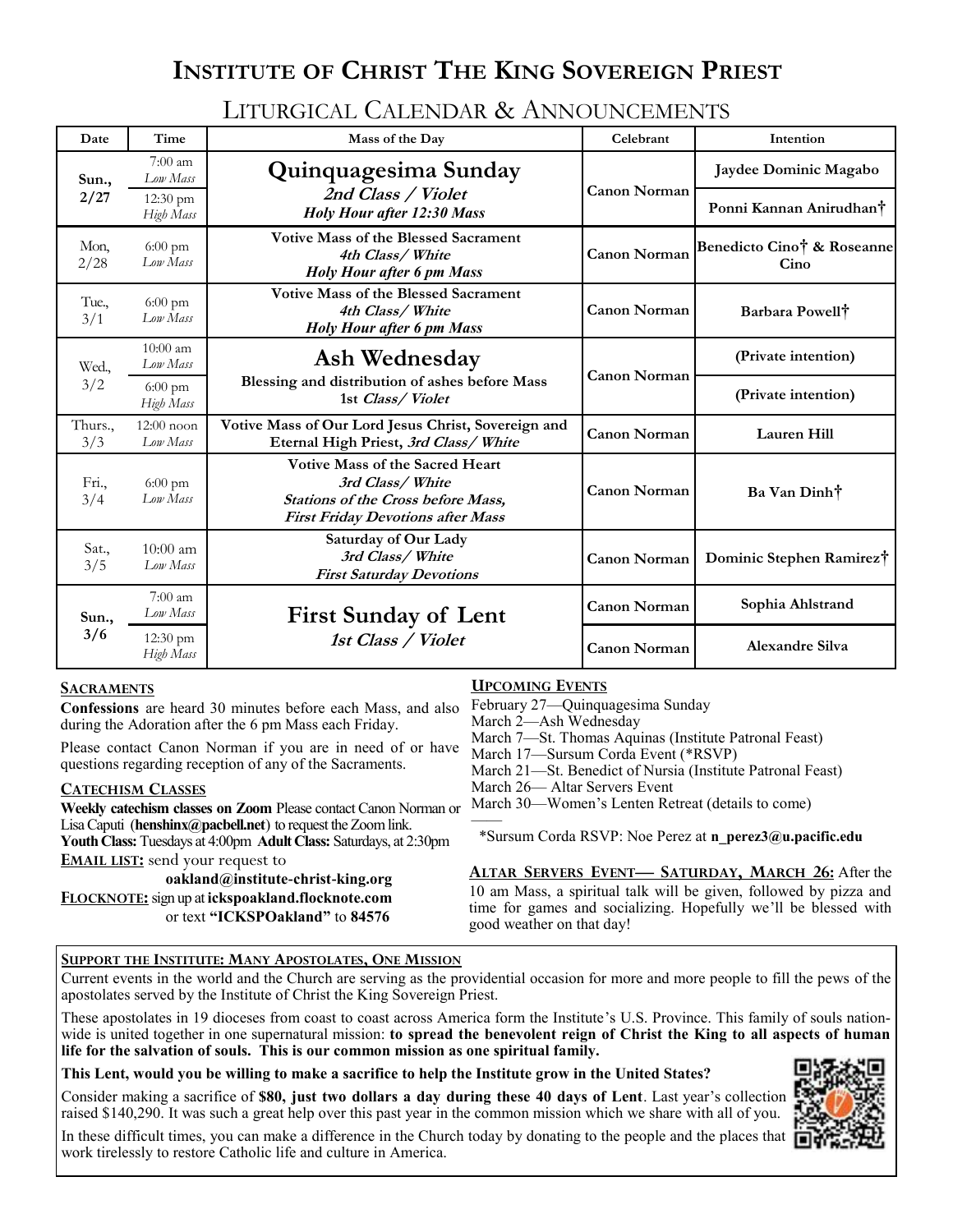# Institute of Christ The King Sovereign Priest

## Liturgical Calendar & Announcements

| Date | Time | Mass of the Day | Celebrant | Intention |
|---|---|---|---|---|
| **Sun., 2/27** | 7:00 am *Low Mass* | **Quinquagesima Sunday** *2nd Class / Violet* ***Holy Hour after 12:30 Mass*** | **Canon Norman** | **Jaydee Dominic Magabo** |
| | 12:30 pm *High Mass* | | | **Ponni Kannan Anirudhan†** |
| Mon, 2/28 | 6:00 pm *Low Mass* | **Votive Mass of the Blessed Sacrament** *4th Class/ White* ***Holy Hour after 6 pm Mass*** | **Canon Norman** | **Benedicto Cino† & Roseanne Cino** |
| Tue., 3/1 | 6:00 pm *Low Mass* | **Votive Mass of the Blessed Sacrament** *4th Class/ White* ***Holy Hour after 6 pm Mass*** | **Canon Norman** | **Barbara Powell†** |
| Wed., 3/2 | 10:00 am *Low Mass* | **Ash Wednesday** Blessing and distribution of ashes before Mass 1st *Class/ Violet* | **Canon Norman** | **(Private intention)** |
| | 6:00 pm *High Mass* | | | **(Private intention)** |
| Thurs., 3/3 | 12:00 noon *Low Mass* | **Votive Mass of Our Lord Jesus Christ, Sovereign and Eternal High Priest,** *3rd Class/ White* | **Canon Norman** | **Lauren Hill** |
| Fri., 3/4 | 6:00 pm *Low Mass* | **Votive Mass of the Sacred Heart** *3rd Class/ White* ***Stations of the Cross before Mass, First Friday Devotions after Mass*** | **Canon Norman** | **Ba Van Dinh†** |
| Sat., 3/5 | 10:00 am *Low Mass* | **Saturday of Our Lady** *3rd Class/ White* ***First Saturday Devotions*** | **Canon Norman** | **Dominic Stephen Ramirez†** |
| **Sun., 3/6** | 7:00 am *Low Mass* | **First Sunday of Lent** *1st Class / Violet* | **Canon Norman** | **Sophia Ahlstrand** |
| | 12:30 pm *High Mass* | | **Canon Norman** | **Alexandre Silva** |

### Sacraments

**Confessions** are heard 30 minutes before each Mass, and also during the Adoration after the 6 pm Mass each Friday.

Please contact Canon Norman if you are in need of or have questions regarding reception of any of the Sacraments.

### Catechism Classes

**Weekly catechism classes on Zoom** Please contact Canon Norman or Lisa Caputi (**henshinx@pacbell.net**) to request the Zoom link.
**Youth Class:** Tuesdays at 4:00pm **Adult Class:** Saturdays, at 2:30pm

**Email list:** send your request to **oakland@institute-christ-king.org**

**Flocknote:** sign up at **ickspoakland.flocknote.com** or text **"ICKSPOakland"** to **84576**

### Upcoming Events

February 27—Quinquagesima Sunday
March 2—Ash Wednesday
March 7—St. Thomas Aquinas (Institute Patronal Feast)
March 17—Sursum Corda Event (*RSVP)
March 21—St. Benedict of Nursia (Institute Patronal Feast)
March 26— Altar Servers Event
March 30—Women's Lenten Retreat (details to come)

*Sursum Corda RSVP: Noe Perez at **n_perez3@u.pacific.edu**

**Altar Servers Event— Saturday, March 26:** After the 10 am Mass, a spiritual talk will be given, followed by pizza and time for games and socializing. Hopefully we'll be blessed with good weather on that day!

### Support the Institute: Many Apostolates, One Mission

Current events in the world and the Church are serving as the providential occasion for more and more people to fill the pews of the apostolates served by the Institute of Christ the King Sovereign Priest.

These apostolates in 19 dioceses from coast to coast across America form the Institute's U.S. Province. This family of souls nationwide is united together in one supernatural mission: **to spread the benevolent reign of Christ the King to all aspects of human life for the salvation of souls. This is our common mission as one spiritual family.**

**This Lent, would you be willing to make a sacrifice to help the Institute grow in the United States?**

Consider making a sacrifice of **$80, just two dollars a day during these 40 days of Lent**. Last year's collection raised $140,290. It was such a great help over this past year in the common mission which we share with all of you.

In these difficult times, you can make a difference in the Church today by donating to the people and the places that work tirelessly to restore Catholic life and culture in America.